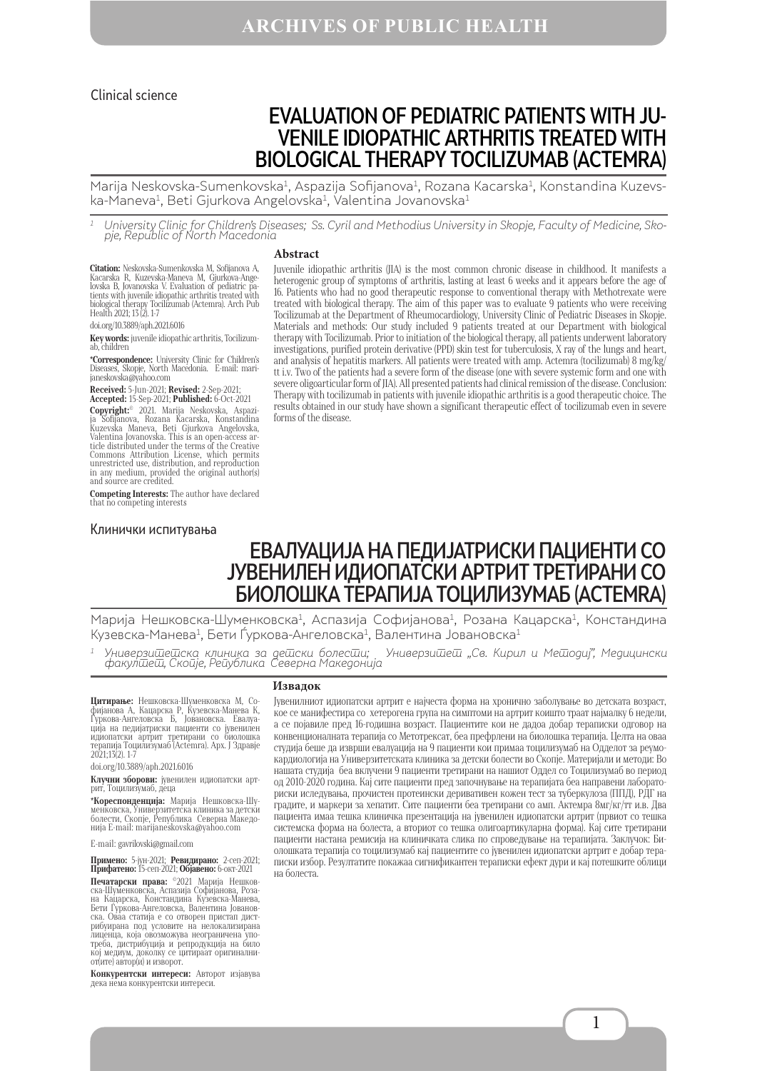Clinical science

# EVALUATION OF PEDIATRIC PATIENTS WITH JUVENILE IDIOPATHIC ARTHRITIS TREATED WITH BIOLOGICAL THERAPY TOCILIZUMAB (ACTEMRA)

Marija Neskovska-Sumenkovska[1], Aspazija Sofijanova[1], Rozana Kacarska[1], Konstandina Kuzevska-Maneva[1], Beti Gjurkova Angelovska[1], Valentina Jovanovska[1]

[1] *University Clinic for Children's Diseases; Ss. Cyril and Methodius University in Skopje, Faculty of Medicine, Skopje, Republic of North Macedonia*

**Citation:** Neskovska-Sumenkovska M, Sofijanova A, Kacarska R, Kuzevska-Maneva M, Gjurkova-Angelovska B, Jovanovska V. Evaluation of pediatric patients with juvenile idiopathic arthritis treated with biological therapy Tocilizumab (Actemra). Arch Pub Health 2021; 13 (2). 1-7

doi.org/10.3889/aph.2021.6016

**Key words:** juvenile idiopathic arthritis, Tocilizumab, children

**\*Correspondence:** University Clinic for Children's Diseases, Skopje, North Macedonia. E-mail: marijaneskovska@yahoo.com

**Received:** 5-Jun-2021; **Revised:** 2-Sep-2021; **Accepted:** 15-Sep-2021; **Published:** 6-Oct-2021

**Copyright:**© 2021. Marija Neskovska, Aspazija Sofijanova, Rozana Kacarska, Konstandina Kuzevska Maneva, Beti Gjurkova Angelovska, Valentina Jovanovska. This is an open-access article distributed under the terms of the Creative Commons Attribution License, which permits unrestricted use, distribution, and reproduction in any medium, provided the original author(s) and source are credited.

**Competing Interests:** The author have declared that no competing interests

## Abstract

Juvenile idiopathic arthritis (JIA) is the most common chronic disease in childhood. It manifests a heterogenic group of symptoms of arthritis, lasting at least 6 weeks and it appears before the age of 16. Patients who had no good therapeutic response to conventional therapy with Methotrexate were treated with biological therapy. The aim of this paper was to evaluate 9 patients who were receiving Tocilizumab at the Department of Rheumocardiology, University Clinic of Pediatric Diseases in Skopje. Materials and methods: Our study included 9 patients treated at our Department with biological therapy with Tocilizumab. Prior to initiation of the biological therapy, all patients underwent laboratory investigations, purified protein derivative (PPD) skin test for tuberculosis, X ray of the lungs and heart, and analysis of hepatitis markers. All patients were treated with amp. Actemra (tocilizumab) 8 mg/kg/tt i.v. Two of the patients had a severe form of the disease (one with severe systemic form and one with severe oligoarticular form of JIA). All presented patients had clinical remission of the disease. Conclusion: Therapy with tocilizumab in patients with juvenile idiopathic arthritis is a good therapeutic choice. The results obtained in our study have shown a significant therapeutic effect of tocilizumab even in severe forms of the disease.

Клинички испитувања

# ЕВАЛУАЦИЈА НА ПЕДИЈАТРИСКИ ПАЦИЕНТИ СО ЈУВЕНИЛЕН ИДИОПАТСКИ АРТРИТ ТРЕТИРАНИ СО БИОЛОШКА ТЕРАПИЈА ТОЦИЛИЗУМАБ (ACTEMRA)

Марија Нешковска-Шуменковска[1], Аспазија Софијанова[1], Розана Кацарска[1], Констандина Кузевска-Манева[1], Бети Ѓуркова-Ангеловска[1], Валентина Јовановска[1]

[1] *Универзитетска клиника за детски болести; Универзитет „Св. Кирил и Методиј", Медицински факултет, Скопје, Република Северна Македонија*

**Цитирање:** Нешковска-Шуменковска М, Софијанова А, Кацарска Р, Кузевска-Манева К, Ѓуркова-Ангеловска Б, Јовановска. Евалуација на педијатриски пациенти со јувенилен идиопатски артрит третирани со биолошка терапија Тоцилизумаб (Actemra). Арх. Ј Здравје 2021;13(2). 1-7

doi.org/10.3889/aph.2021.6016

**Клучни зборови:** јувенилен идиопатски артрит, Тоцилизумаб, деца

**\*Кореспонденција:** Марија Нешковска-Шуменковска, Универзитетска клиника за детски болести, Скопје, Република Северна Македонија E-mail: marijaneskovska@yahoo.com

E-mail: gavrilovski@gmail.com

**Примено:** 5-јун-2021; **Ревидирано:** 2-сеп-2021; **Прифатено:** 15-сеп-2021; **Објавено:** 6-окт-2021

**Печатарски права:** ©2021 Марија Нешковска-Шуменковска, Аспазија Софијанова, Розана Кацарска, Констандина Кузевска-Манева, Бети Ѓуркова-Ангеловска, Валентина Јовановска. Оваа статија е со отворен пристап дистрибуирана под условите на нелокализирана лиценца, која овозможува неограничена употреба, дистрибуција и репродукција на било кој медиум, доколку се цитираат оригиналниот(ите) автор(и) и изворот.

**Конкурентски интереси:** Авторот изјавува дека нема конкурентски интереси.

## Извадок

Јувенилниот идиопатски артрит е најчеста форма на хронично заболување во детската возраст, кое се манифестира со хетерогена група на симптоми на артрит коишто траат најмалку 6 недели, а се појавиле пред 16-годишна возраст. Пациентите кои не дадоа добар тераписки одговор на конвенционалната терапија со Метотрексат, беа префрлени на биолошка терапија. Целта на оваа студија беше да изврши евалуација на 9 пациенти кои примаа тоцилизумаб на Одделот за реумокардиологија на Универзитетската клиника за детски болести во Скопје. Материјали и методи: Во нашата студија беа вклучени 9 пациенти третирани на нашиот Оддел со Тоцилизумаб во период од 2010-2020 година. Кај сите пациенти пред започнување на терапијата беа направени лабораториски иследувања, прочистен протеински дериватовен кожен тест за туберкулоза (ППД), РДГ на градите, и маркери за хепатит. Сите пациенти беа третирани со амп. Актемра 8мг/кг/тт и.в. Два пациента имаа тешка клиничка презентација на јувенилен идиопатски артрит (првиот со тешка системска форма на болеста, а вториот со тешка олигоартикуларна форма). Кај сите третирани пациенти настана ремисија на клиничката слика по спроведување на терапијата. Заклучок: Биолошката терапија со тоцилизумаб кај пациентите со јувенилен идиопатски артрит е добар тераписки избор. Резултатите покажаа сигнификантен тераписки ефект дури и кај потешките облици на болеста.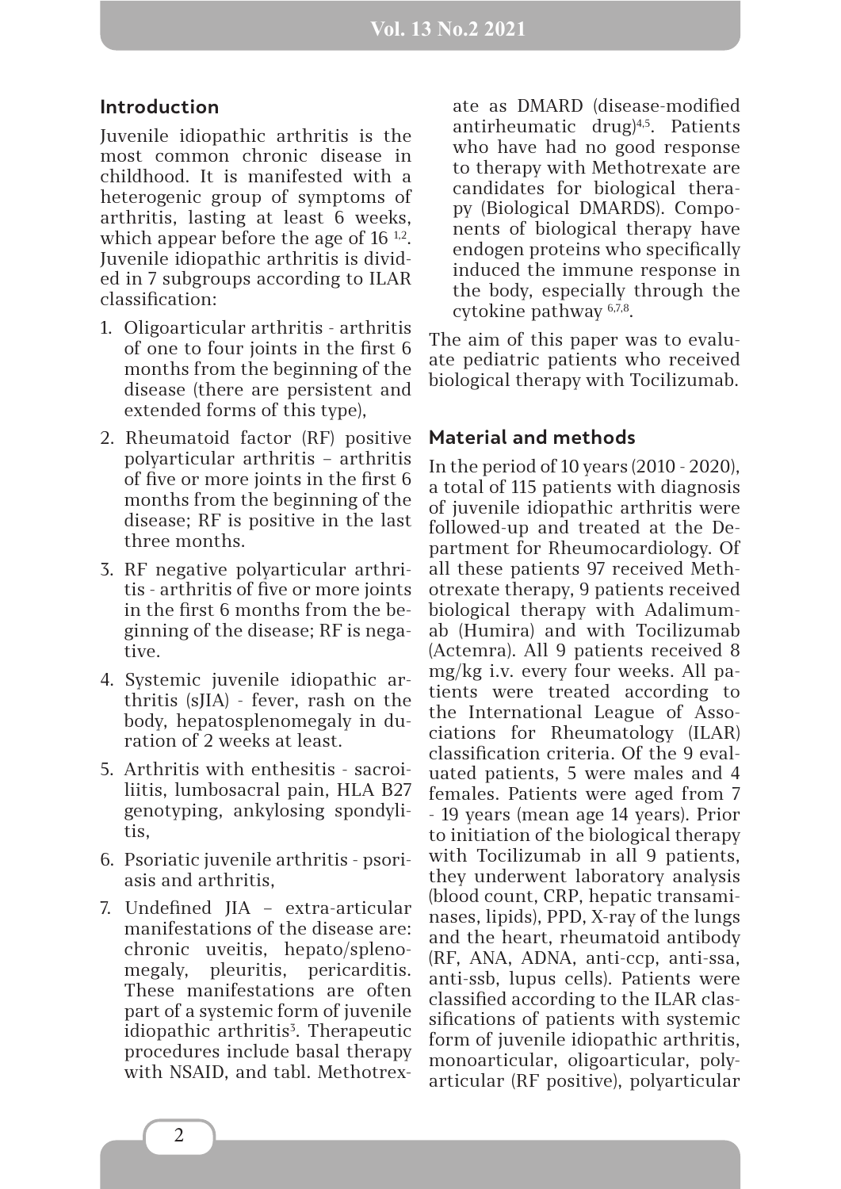## Introduction

Juvenile idiopathic arthritis is the most common chronic disease in childhood. It is manifested with a heterogenic group of symptoms of arthritis, lasting at least 6 weeks, which appear before the age of 16 [1,2]. Juvenile idiopathic arthritis is divided in 7 subgroups according to ILAR classification:

1. Oligoarticular arthritis - arthritis of one to four joints in the first 6 months from the beginning of the disease (there are persistent and extended forms of this type),
2. Rheumatoid factor (RF) positive polyarticular arthritis – arthritis of five or more joints in the first 6 months from the beginning of the disease; RF is positive in the last three months.
3. RF negative polyarticular arthritis - arthritis of five or more joints in the first 6 months from the beginning of the disease; RF is negative.
4. Systemic juvenile idiopathic arthritis (sJIA) - fever, rash on the body, hepatosplenomegaly in duration of 2 weeks at least.
5. Arthritis with enthesitis - sacroiliitis, lumbosacral pain, HLA B27 genotyping, ankylosing spondylitis,
6. Psoriatic juvenile arthritis - psoriasis and arthritis,
7. Undefined JIA – extra-articular manifestations of the disease are: chronic uveitis, hepato/splenomegaly, pleuritis, pericarditis. These manifestations are often part of a systemic form of juvenile idiopathic arthritis[3]. Therapeutic procedures include basal therapy with NSAID, and tabl. Methotrexate as DMARD (disease-modified antirheumatic drug)[4,5]. Patients who have had no good response to therapy with Methotrexate are candidates for biological therapy (Biological DMARDS). Components of biological therapy have endogen proteins who specifically induced the immune response in the body, especially through the cytokine pathway [6,7,8].

The aim of this paper was to evaluate pediatric patients who received biological therapy with Tocilizumab.

## Material and methods

In the period of 10 years (2010 - 2020), a total of 115 patients with diagnosis of juvenile idiopathic arthritis were followed-up and treated at the Department for Rheumocardiology. Of all these patients 97 received Methotrexate therapy, 9 patients received biological therapy with Adalimumab (Humira) and with Tocilizumab (Actemra). All 9 patients received 8 mg/kg i.v. every four weeks. All patients were treated according to the International League of Associations for Rheumatology (ILAR) classification criteria. Of the 9 evaluated patients, 5 were males and 4 females. Patients were aged from 7 - 19 years (mean age 14 years). Prior to initiation of the biological therapy with Tocilizumab in all 9 patients, they underwent laboratory analysis (blood count, CRP, hepatic transaminases, lipids), PPD, X-ray of the lungs and the heart, rheumatoid antibody (RF, ANA, ADNA, anti-ccp, anti-ssa, anti-ssb, lupus cells). Patients were classified according to the ILAR classifications of patients with systemic form of juvenile idiopathic arthritis, monoarticular, oligoarticular, polyarticular (RF positive), polyarticular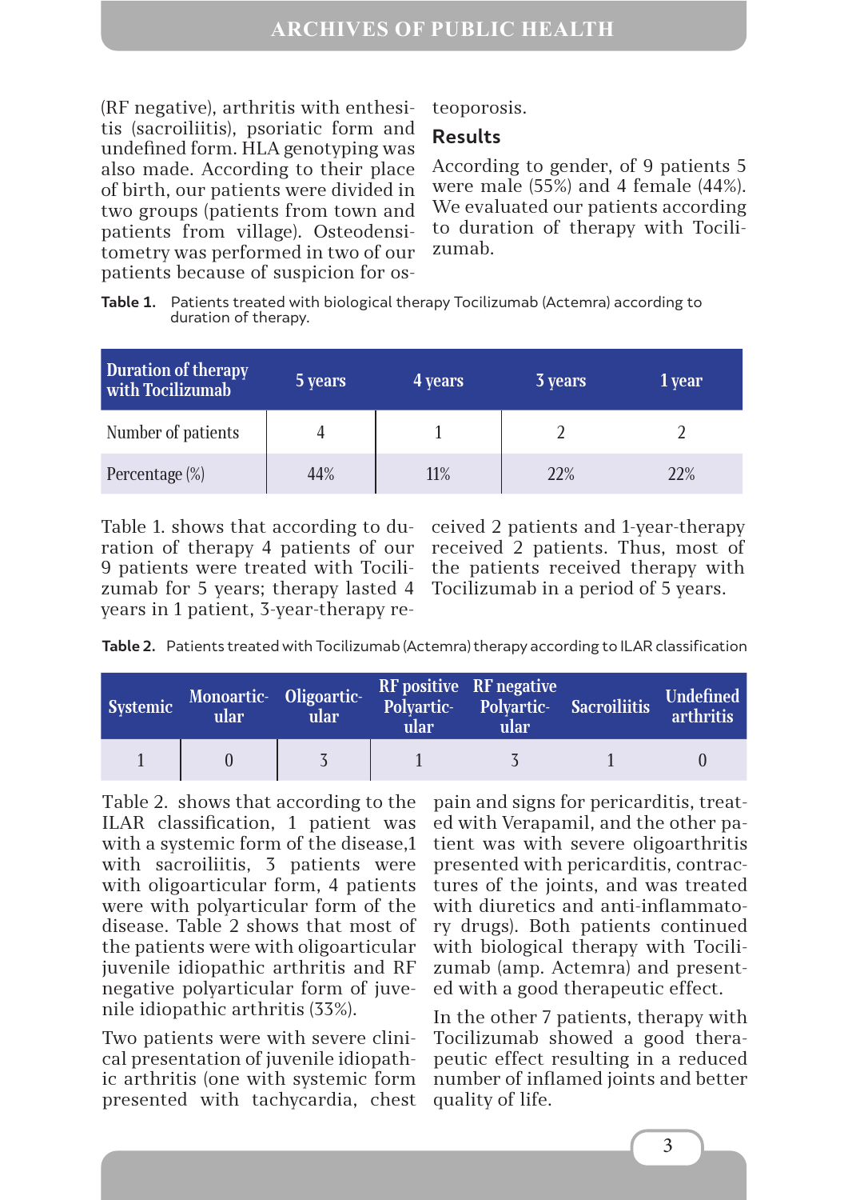(RF negative), arthritis with enthesitis (sacroiliitis), psoriatic form and undefined form. HLA genotyping was also made. According to their place of birth, our patients were divided in two groups (patients from town and patients from village). Osteodensitometry was performed in two of our patients because of suspicion for osteoporosis.

## Results

According to gender, of 9 patients 5 were male (55%) and 4 female (44%). We evaluated our patients according to duration of therapy with Tocilizumab.

**Table 1.** Patients treated with biological therapy Tocilizumab (Actemra) according to duration of therapy.

| Duration of therapy with Tocilizumab | 5 years | 4 years | 3 years | 1 year |
|---|---|---|---|---|
| Number of patients | 4 | 1 | 2 | 2 |
| Percentage (%) | 44% | 11% | 22% | 22% |

Table 1. shows that according to duration of therapy 4 patients of our 9 patients were treated with Tocilizumab for 5 years; therapy lasted 4 years in 1 patient, 3-year-therapy received 2 patients and 1-year-therapy received 2 patients. Thus, most of the patients received therapy with Tocilizumab in a period of 5 years.

**Table 2.** Patients treated with Tocilizumab (Actemra) therapy according to ILAR classification

| Systemic | Monoarticular | Oligoarticular | RF positive Polyarticular | RF negative Polyarticular | Sacroiliitis | Undefined arthritis |
|---|---|---|---|---|---|---|
| 1 | 0 | 3 | 1 | 3 | 1 | 0 |

Table 2. shows that according to the ILAR classification, 1 patient was with a systemic form of the disease,1 with sacroiliitis, 3 patients were with oligoarticular form, 4 patients were with polyarticular form of the disease. Table 2 shows that most of the patients were with oligoarticular juvenile idiopathic arthritis and RF negative polyarticular form of juvenile idiopathic arthritis (33%).

Two patients were with severe clinical presentation of juvenile idiopathic arthritis (one with systemic form presented with tachycardia, chest pain and signs for pericarditis, treated with Verapamil, and the other patient was with severe oligoarthritis presented with pericarditis, contractures of the joints, and was treated with diuretics and anti-inflammatory drugs). Both patients continued with biological therapy with Tocilizumab (amp. Actemra) and presented with a good therapeutic effect.

In the other 7 patients, therapy with Tocilizumab showed a good therapeutic effect resulting in a reduced number of inflamed joints and better quality of life.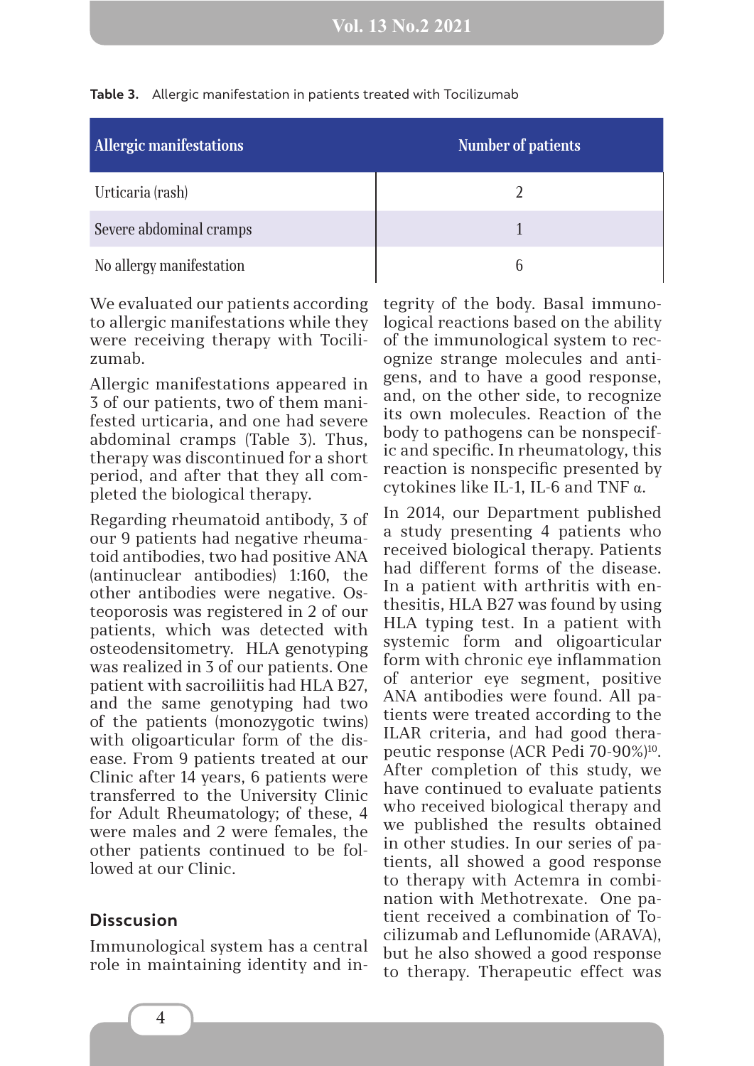**Table 3.** Allergic manifestation in patients treated with Tocilizumab

| Allergic manifestations | Number of patients |
|---|---|
| Urticaria (rash) | 2 |
| Severe abdominal cramps | 1 |
| No allergy manifestation | 6 |

We evaluated our patients according to allergic manifestations while they were receiving therapy with Tocilizumab.

Allergic manifestations appeared in 3 of our patients, two of them manifested urticaria, and one had severe abdominal cramps (Table 3). Thus, therapy was discontinued for a short period, and after that they all completed the biological therapy.

Regarding rheumatoid antibody, 3 of our 9 patients had negative rheumatoid antibodies, two had positive ANA (antinuclear antibodies) 1:160, the other antibodies were negative. Osteoporosis was registered in 2 of our patients, which was detected with osteodensitometry. HLA genotyping was realized in 3 of our patients. One patient with sacroiliitis had HLA B27, and the same genotyping had two of the patients (monozygotic twins) with oligoarticular form of the disease. From 9 patients treated at our Clinic after 14 years, 6 patients were transferred to the University Clinic for Adult Rheumatology; of these, 4 were males and 2 were females, the other patients continued to be followed at our Clinic.

## Disscusion

Immunological system has a central role in maintaining identity and integrity of the body. Basal immunological reactions based on the ability of the immunological system to recognize strange molecules and antigens, and to have a good response, and, on the other side, to recognize its own molecules. Reaction of the body to pathogens can be nonspecific and specific. In rheumatology, this reaction is nonspecific presented by cytokines like IL-1, IL-6 and TNF α.

In 2014, our Department published a study presenting 4 patients who received biological therapy. Patients had different forms of the disease. In a patient with arthritis with enthesitis, HLA B27 was found by using HLA typing test. In a patient with systemic form and oligoarticular form with chronic eye inflammation of anterior eye segment, positive ANA antibodies were found. All patients were treated according to the ILAR criteria, and had good therapeutic response (ACR Pedi 70-90%)[10]. After completion of this study, we have continued to evaluate patients who received biological therapy and we published the results obtained in other studies. In our series of patients, all showed a good response to therapy with Actemra in combination with Methotrexate. One patient received a combination of Tocilizumab and Leflunomide (ARAVA), but he also showed a good response to therapy. Therapeutic effect was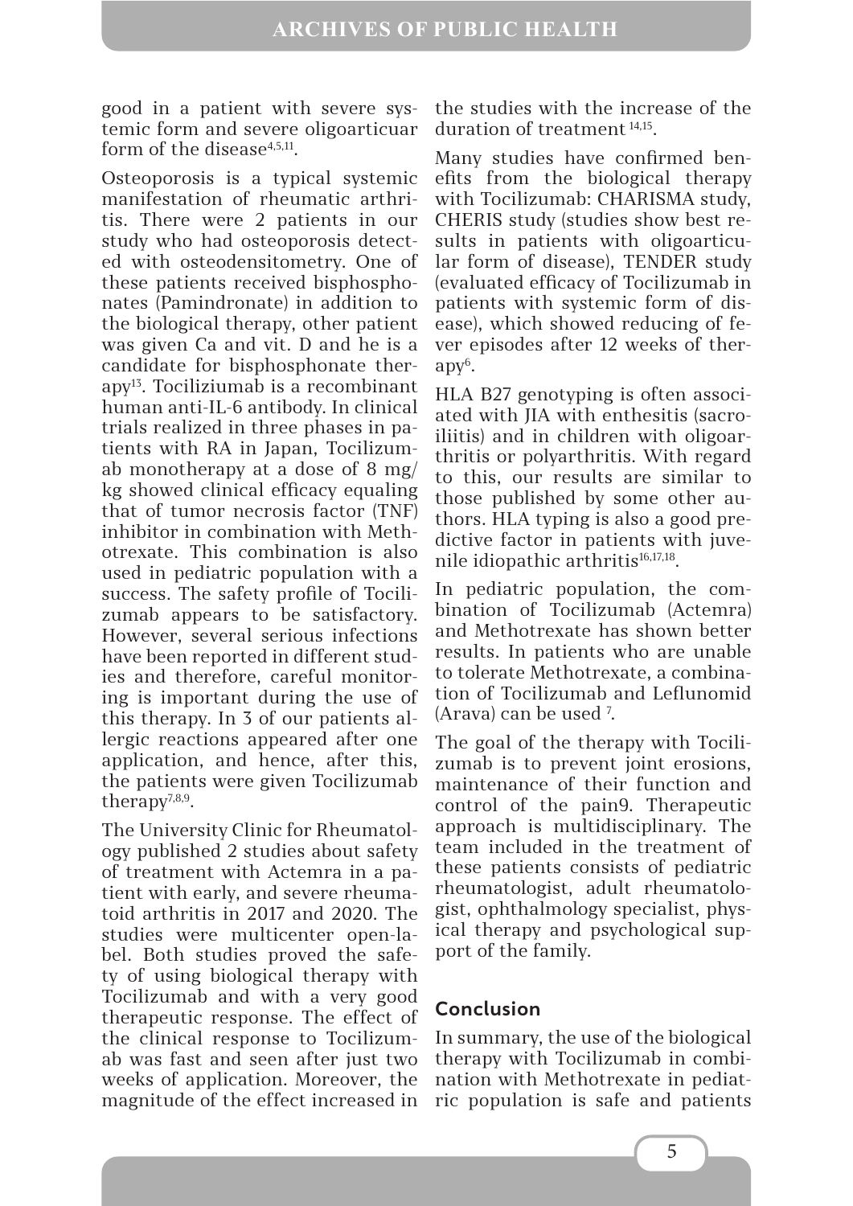good in a patient with severe systemic form and severe oligoarticuar form of the disease[4,5,11].

Osteoporosis is a typical systemic manifestation of rheumatic arthritis. There were 2 patients in our study who had osteoporosis detected with osteodensitometry. One of these patients received bisphosphonates (Pamindronate) in addition to the biological therapy, other patient was given Ca and vit. D and he is a candidate for bisphosphonate therapy[13]. Tociliziumab is a recombinant human anti-IL-6 antibody. In clinical trials realized in three phases in patients with RA in Japan, Tocilizumab monotherapy at a dose of 8 mg/kg showed clinical efficacy equaling that of tumor necrosis factor (TNF) inhibitor in combination with Methotrexate. This combination is also used in pediatric population with a success. The safety profile of Tocilizumab appears to be satisfactory. However, several serious infections have been reported in different studies and therefore, careful monitoring is important during the use of this therapy. In 3 of our patients allergic reactions appeared after one application, and hence, after this, the patients were given Tocilizumab therapy[7,8,9].

The University Clinic for Rheumatology published 2 studies about safety of treatment with Actemra in a patient with early, and severe rheumatoid arthritis in 2017 and 2020. The studies were multicenter open-label. Both studies proved the safety of using biological therapy with Tocilizumab and with a very good therapeutic response. The effect of the clinical response to Tocilizumab was fast and seen after just two weeks of application. Moreover, the magnitude of the effect increased in the studies with the increase of the duration of treatment [14,15].

Many studies have confirmed benefits from the biological therapy with Tocilizumab: CHARISMA study, CHERIS study (studies show best results in patients with oligoarticular form of disease), TENDER study (evaluated efficacy of Tocilizumab in patients with systemic form of disease), which showed reducing of fever episodes after 12 weeks of therapy[6].

HLA B27 genotyping is often associated with JIA with enthesitis (sacroiliitis) and in children with oligoarthritis or polyarthritis. With regard to this, our results are similar to those published by some other authors. HLA typing is also a good predictive factor in patients with juvenile idiopathic arthritis[16,17,18].

In pediatric population, the combination of Tocilizumab (Actemra) and Methotrexate has shown better results. In patients who are unable to tolerate Methotrexate, a combination of Tocilizumab and Leflunomid (Arava) can be used [7].

The goal of the therapy with Tocilizumab is to prevent joint erosions, maintenance of their function and control of the pain9. Therapeutic approach is multidisciplinary. The team included in the treatment of these patients consists of pediatric rheumatologist, adult rheumatologist, ophthalmology specialist, physical therapy and psychological support of the family.

## Conclusion

In summary, the use of the biological therapy with Tocilizumab in combination with Methotrexate in pediatric population is safe and patients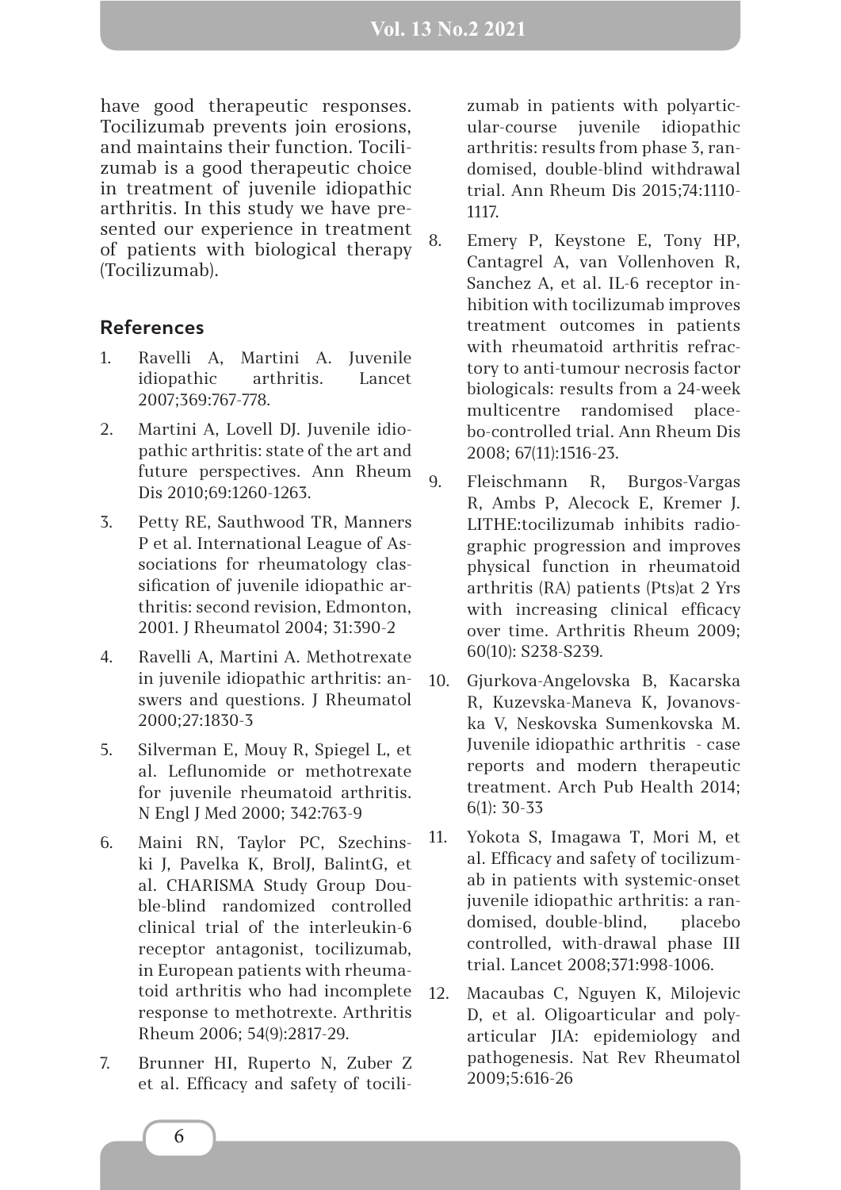have good therapeutic responses. Tocilizumab prevents join erosions, and maintains their function. Tocilizumab is a good therapeutic choice in treatment of juvenile idiopathic arthritis. In this study we have presented our experience in treatment of patients with biological therapy (Tocilizumab).

## References

1. Ravelli A, Martini A. Juvenile idiopathic arthritis. Lancet 2007;369:767-778.
2. Martini A, Lovell DJ. Juvenile idiopathic arthritis: state of the art and future perspectives. Ann Rheum Dis 2010;69:1260-1263.
3. Petty RE, Sauthwood TR, Manners P et al. International League of Associations for rheumatology classification of juvenile idiopathic arthritis: second revision, Edmonton, 2001. J Rheumatol 2004; 31:390-2
4. Ravelli A, Martini A. Methotrexate in juvenile idiopathic arthritis: answers and questions. J Rheumatol 2000;27:1830-3
5. Silverman E, Mouy R, Spiegel L, et al. Leflunomide or methotrexate for juvenile rheumatoid arthritis. N Engl J Med 2000; 342:763-9
6. Maini RN, Taylor PC, Szechinski J, Pavelka K, BrolJ, BalintG, et al. CHARISMA Study Group Double-blind randomized controlled clinical trial of the interleukin-6 receptor antagonist, tocilizumab, in European patients with rheumatoid arthritis who had incomplete response to methotrexte. Arthritis Rheum 2006; 54(9):2817-29.
7. Brunner HI, Ruperto N, Zuber Z et al. Efficacy and safety of tocilizumab in patients with polyarticular-course juvenile idiopathic arthritis: results from phase 3, randomised, double-blind withdrawal trial. Ann Rheum Dis 2015;74:1110-1117.
8. Emery P, Keystone E, Tony HP, Cantagrel A, van Vollenhoven R, Sanchez A, et al. IL-6 receptor inhibition with tocilizumab improves treatment outcomes in patients with rheumatoid arthritis refractory to anti-tumour necrosis factor biologicals: results from a 24-week multicentre randomised placebo-controlled trial. Ann Rheum Dis 2008; 67(11):1516-23.
9. Fleischmann R, Burgos-Vargas R, Ambs P, Alecock E, Kremer J. LITHE:tocilizumab inhibits radiographic progression and improves physical function in rheumatoid arthritis (RA) patients (Pts)at 2 Yrs with increasing clinical efficacy over time. Arthritis Rheum 2009; 60(10): S238-S239.
10. Gjurkova-Angelovska B, Kacarska R, Kuzevska-Maneva K, Jovanovska V, Neskovska Sumenkovska M. Juvenile idiopathic arthritis - case reports and modern therapeutic treatment. Arch Pub Health 2014; 6(1): 30-33
11. Yokota S, Imagawa T, Mori M, et al. Efficacy and safety of tocilizumab in patients with systemic-onset juvenile idiopathic arthritis: a randomised, double-blind, placebo controlled, with-drawal phase III trial. Lancet 2008;371:998-1006.
12. Macaubas C, Nguyen K, Milojevic D, et al. Oligoarticular and polyarticular JIA: epidemiology and pathogenesis. Nat Rev Rheumatol 2009;5:616-26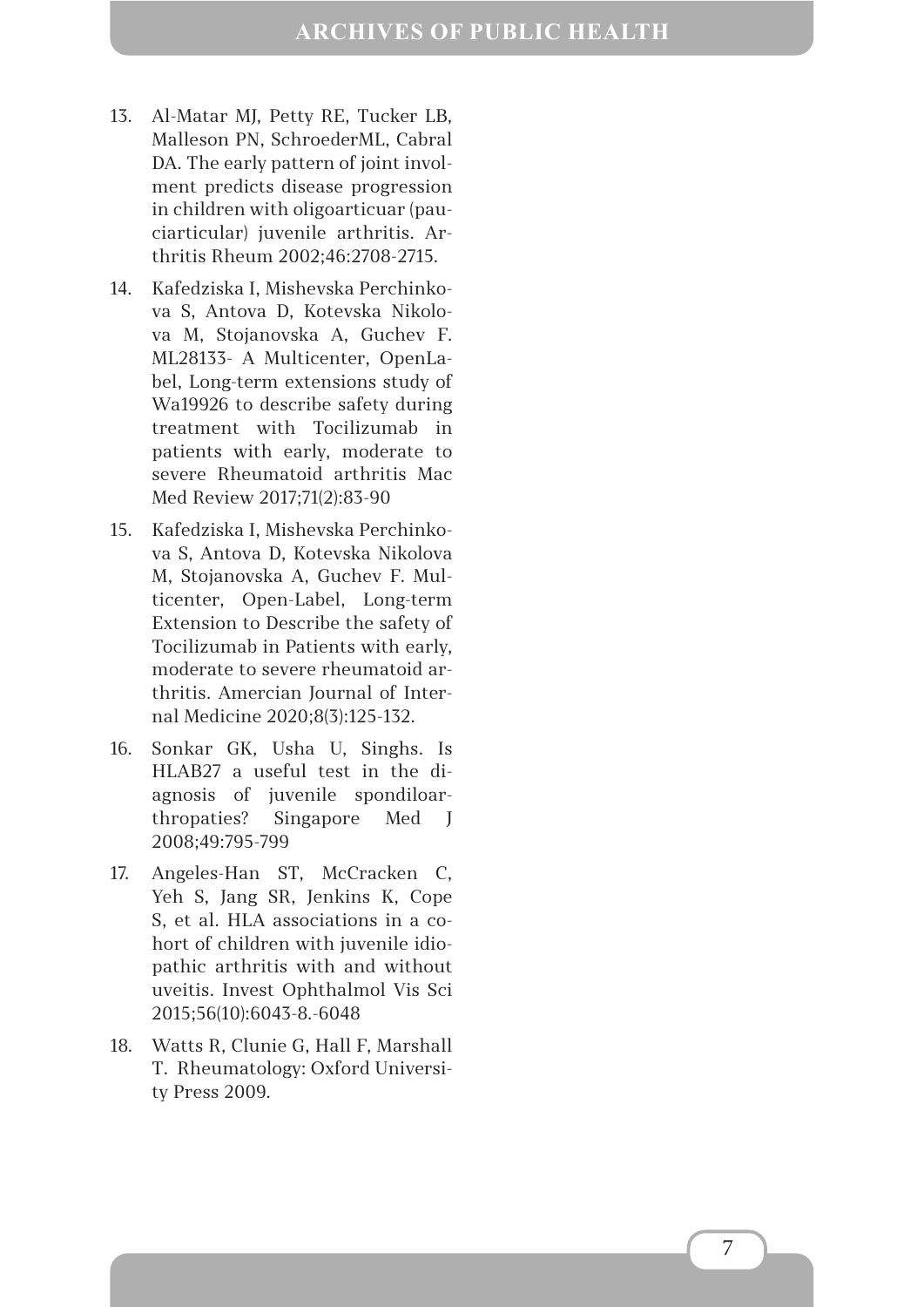13. Al-Matar MJ, Petty RE, Tucker LB, Malleson PN, SchroederML, Cabral DA. The early pattern of joint involment predicts disease progression in children with oligoarticuar (pauciarticular) juvenile arthritis. Arthritis Rheum 2002;46:2708-2715.

14. Kafedziska I, Mishevska Perchinkova S, Antova D, Kotevska Nikolova M, Stojanovska A, Guchev F. ML28133- A Multicenter, OpenLabel, Long-term extensions study of Wa19926 to describe safety during treatment with Tocilizumab in patients with early, moderate to severe Rheumatoid arthritis Mac Med Review 2017;71(2):83-90

15. Kafedziska I, Mishevska Perchinkova S, Antova D, Kotevska Nikolova M, Stojanovska A, Guchev F. Multicenter, Open-Label, Long-term Extension to Describe the safety of Tocilizumab in Patients with early, moderate to severe rheumatoid arthritis. Amercian Journal of Internal Medicine 2020;8(3):125-132.

16. Sonkar GK, Usha U, Singhs. Is HLAB27 a useful test in the diagnosis of juvenile spondiloarthropaties? Singapore Med J 2008;49:795-799

17. Angeles-Han ST, McCracken C, Yeh S, Jang SR, Jenkins K, Cope S, et al. HLA associations in a cohort of children with juvenile idiopathic arthritis with and without uveitis. Invest Ophthalmol Vis Sci 2015;56(10):6043-8.-6048

18. Watts R, Clunie G, Hall F, Marshall T. Rheumatology: Oxford University Press 2009.